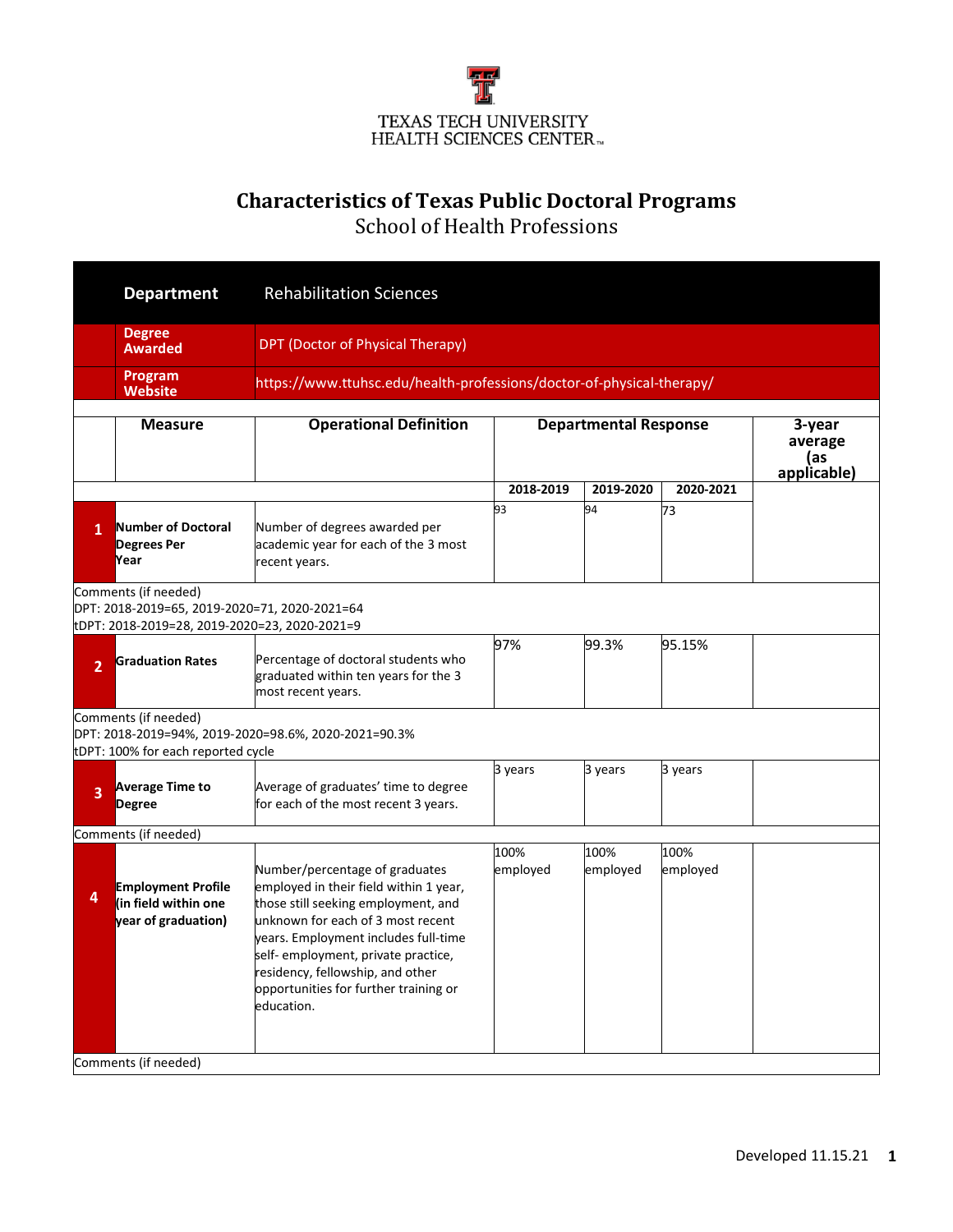TEXAS TECH UNIVERSITY
HEALTH SCIENCES CENTER

# Characteristics of Texas Public Doctoral Programs

## School of Health Professions

| | | |
|---|---|---|
| **Department** | Rehabilitation Sciences | |
| **Degree Awarded** | DPT (Doctor of Physical Therapy) | |
| **Program Website** | https://www.ttuhsc.edu/health-professions/doctor-of-physical-therapy/ | |

| | Measure | Operational Definition | Departmental Response | | | 3-year average (as applicable) |
|---|---|---|---|---|---|---|
| | | | 2018-2019 | 2019-2020 | 2020-2021 | |
| 1 | **Number of Doctoral Degrees Per Year** | Number of degrees awarded per academic year for each of the 3 most recent years. | 93 | 94 | 73 | |
| Comments (if needed)<br>DPT: 2018-2019=65, 2019-2020=71, 2020-2021=64<br>tDPT: 2018-2019=28, 2019-2020=23, 2020-2021=9 | | | | | | |
| 2 | **Graduation Rates** | Percentage of doctoral students who graduated within ten years for the 3 most recent years. | 97% | 99.3% | 95.15% | |
| Comments (if needed)<br>DPT: 2018-2019=94%, 2019-2020=98.6%, 2020-2021=90.3%<br>tDPT: 100% for each reported cycle | | | | | | |
| 3 | **Average Time to Degree** | Average of graduates' time to degree for each of the most recent 3 years. | 3 years | 3 years | 3 years | |
| Comments (if needed) | | | | | | |
| 4 | **Employment Profile (in field within one year of graduation)** | Number/percentage of graduates employed in their field within 1 year, those still seeking employment, and unknown for each of 3 most recent years. Employment includes full-time self- employment, private practice, residency, fellowship, and other opportunities for further training or education. | 100% employed | 100% employed | 100% employed | |
| Comments (if needed) | | | | | | |

Developed 11.15.21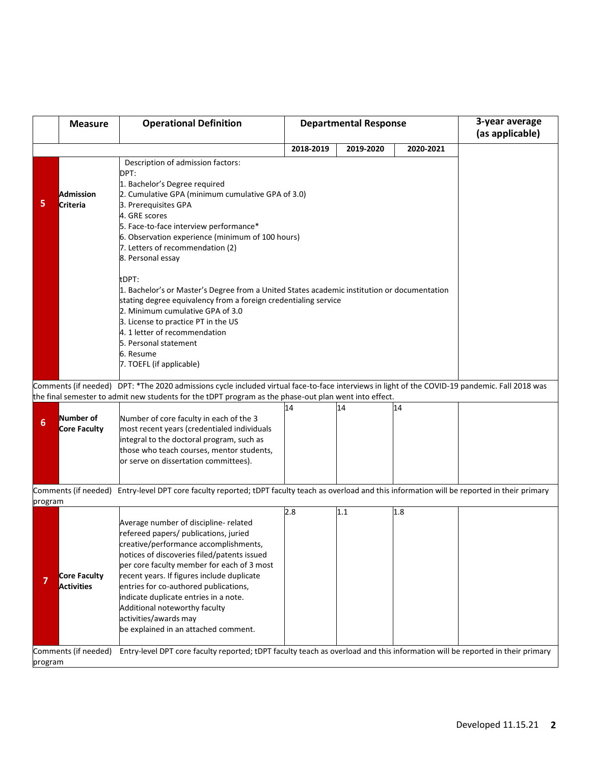| | Measure | Operational Definition | Departmental Response | | | 3-year average (as applicable) |
|---|---|---|---|---|---|---|
| | | | 2018-2019 | 2019-2020 | 2020-2021 | |
| 5 | Admission Criteria | Description of admission factors:<br>DPT:<br>1. Bachelor's Degree required<br>2. Cumulative GPA (minimum cumulative GPA of 3.0)<br>3. Prerequisites GPA<br>4. GRE scores<br>5. Face-to-face interview performance*<br>6. Observation experience (minimum of 100 hours)<br>7. Letters of recommendation (2)<br>8. Personal essay<br><br>tDPT:<br>1. Bachelor's or Master's Degree from a United States academic institution or documentation stating degree equivalency from a foreign credentialing service<br>2. Minimum cumulative GPA of 3.0<br>3. License to practice PT in the US<br>4. 1 letter of recommendation<br>5. Personal statement<br>6. Resume<br>7. TOEFL (if applicable) | | | | |
| Comments (if needed) | DPT: *The 2020 admissions cycle included virtual face-to-face interviews in light of the COVID-19 pandemic. Fall 2018 was the final semester to admit new students for the tDPT program as the phase-out plan went into effect. | | | | | |
| 6 | Number of Core Faculty | Number of core faculty in each of the 3 most recent years (credentialed individuals integral to the doctoral program, such as those who teach courses, mentor students, or serve on dissertation committees). | 14 | 14 | 14 | |
| Comments (if needed) | Entry-level DPT core faculty reported; tDPT faculty teach as overload and this information will be reported in their primary program | | | | | |
| 7 | Core Faculty Activities | Average number of discipline- related refereed papers/ publications, juried creative/performance accomplishments, notices of discoveries filed/patents issued per core faculty member for each of 3 most recent years. If figures include duplicate entries for co-authored publications, indicate duplicate entries in a note. Additional noteworthy faculty activities/awards may be explained in an attached comment. | 2.8 | 1.1 | 1.8 | |
| Comments (if needed) | Entry-level DPT core faculty reported; tDPT faculty teach as overload and this information will be reported in their primary program | | | | | |

Developed 11.15.21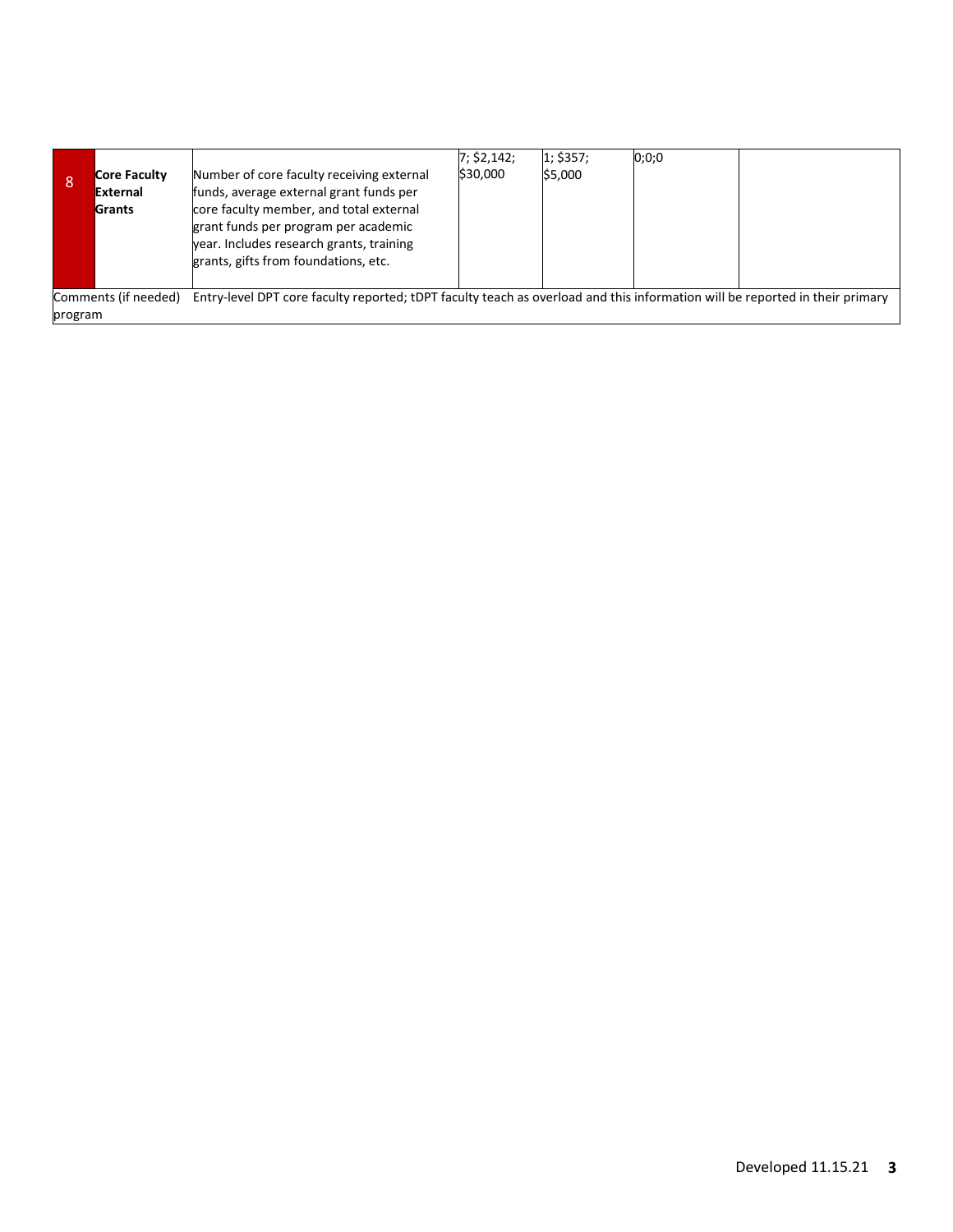| 8 | Core Faculty External Grants | Number of core faculty receiving external funds, average external grant funds per core faculty member, and total external grant funds per program per academic year. Includes research grants, training grants, gifts from foundations, etc. | 7; $2,142; $30,000 | 1; $357; $5,000 | 0;0;0 | |
|---|---|---|---|---|---|---|
| Comments (if needed) | Entry-level DPT core faculty reported; tDPT faculty teach as overload and this information will be reported in their primary program | | | | | |

Developed 11.15.21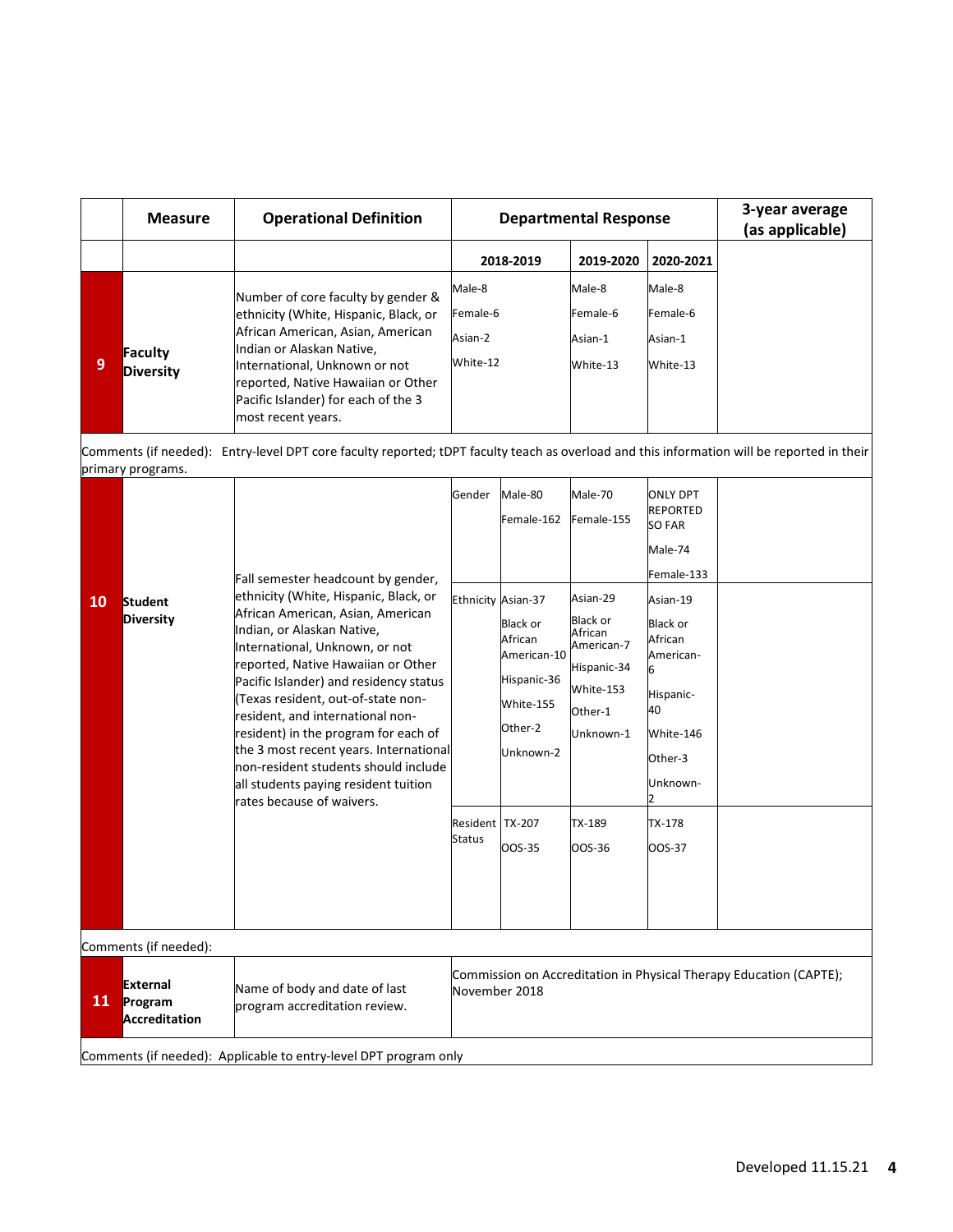| | Measure | Operational Definition | Departmental Response | | | | 3-year average (as applicable) |
|---|---|---|---|---|---|---|---|
| | | | 2018-2019 | | 2019-2020 | 2020-2021 | |
| 9 | Faculty Diversity | Number of core faculty by gender & ethnicity (White, Hispanic, Black, or African American, Asian, American Indian or Alaskan Native, International, Unknown or not reported, Native Hawaiian or Other Pacific Islander) for each of the 3 most recent years. | Male-8<br>Female-6<br>Asian-2<br>White-12 | | Male-8<br>Female-6<br>Asian-1<br>White-13 | Male-8<br>Female-6<br>Asian-1<br>White-13 | |

Comments (if needed): Entry-level DPT core faculty reported; tDPT faculty teach as overload and this information will be reported in their primary programs.

| | Measure | Operational Definition | | 2018-2019 | 2019-2020 | 2020-2021 | 3-year average (as applicable) |
|---|---|---|---|---|---|---|---|
| 10 | Student Diversity | Fall semester headcount by gender, ethnicity (White, Hispanic, Black, or African American, Asian, American Indian, or Alaskan Native, International, Unknown, or not reported, Native Hawaiian or Other Pacific Islander) and residency status (Texas resident, out-of-state non-resident, and international non-resident) in the program for each of the 3 most recent years. International non-resident students should include all students paying resident tuition rates because of waivers. | Gender | Male-80<br>Female-162 | Male-70<br>Female-155 | ONLY DPT REPORTED SO FAR<br>Male-74<br>Female-133 | |
| | | | Ethnicity | Asian-37<br>Black or African American-10<br>Hispanic-36<br>White-155<br>Other-2<br>Unknown-2 | Asian-29<br>Black or African American-7<br>Hispanic-34<br>White-153<br>Other-1<br>Unknown-1 | Asian-19<br>Black or African American-6<br>Hispanic-40<br>White-146<br>Other-3<br>Unknown-2 | |
| | | | Resident Status | TX-207<br>OOS-35 | TX-189<br>OOS-36 | TX-178<br>OOS-37 | |

Comments (if needed):

| | Measure | Operational Definition | Departmental Response |
|---|---|---|---|
| 11 | External Program Accreditation | Name of body and date of last program accreditation review. | Commission on Accreditation in Physical Therapy Education (CAPTE); November 2018 |

Comments (if needed): Applicable to entry-level DPT program only

Developed 11.15.21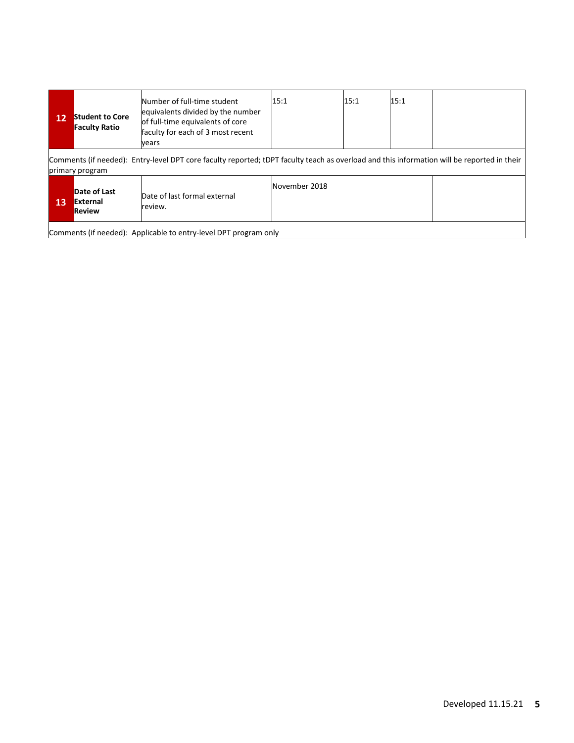| | | | | | | |
|---|---|---|---|---|---|---|
| **12** | **Student to Core Faculty Ratio** | Number of full-time student equivalents divided by the number of full-time equivalents of core faculty for each of 3 most recent years | 15:1 | 15:1 | 15:1 | |
| Comments (if needed): Entry-level DPT core faculty reported; tDPT faculty teach as overload and this information will be reported in their primary program | | | | | | |
| **13** | **Date of Last External Review** | Date of last formal external review. | November 2018 | | | |
| Comments (if needed): Applicable to entry-level DPT program only | | | | | | |

Developed 11.15.21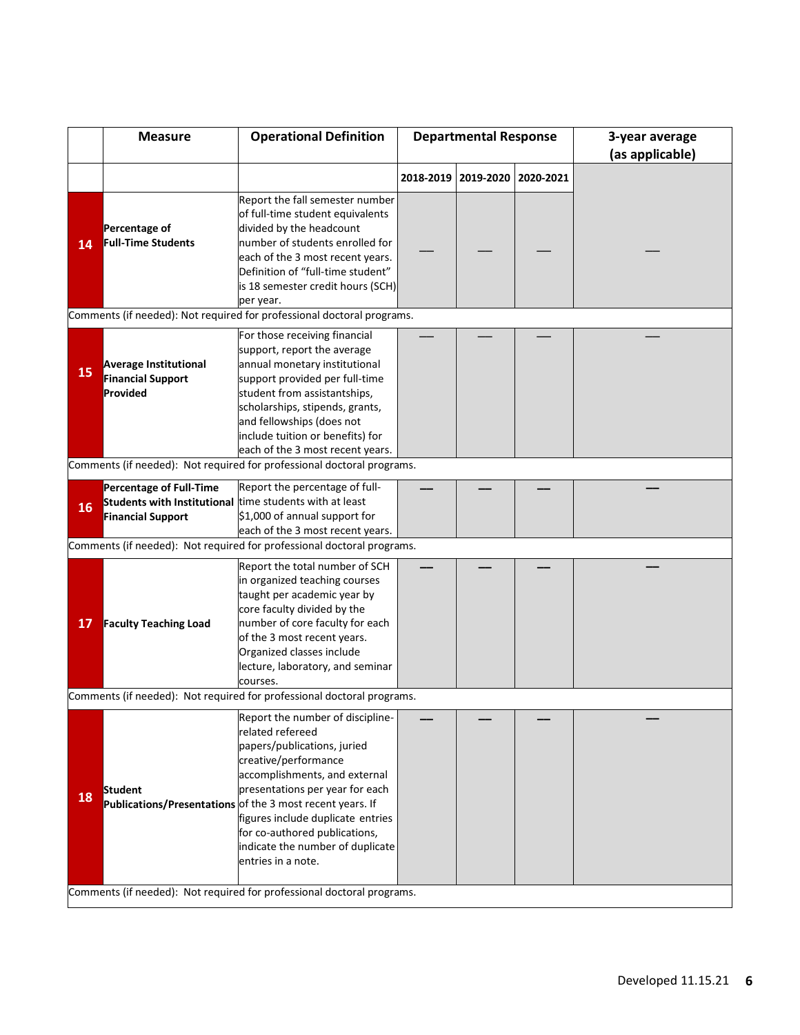| | Measure | Operational Definition | Departmental Response | | | 3-year average (as applicable) |
|---|---|---|---|---|---|---|
| | | | 2018-2019 | 2019-2020 | 2020-2021 | |
| 14 | **Percentage of Full-Time Students** | Report the fall semester number of full-time student equivalents divided by the headcount number of students enrolled for each of the 3 most recent years. Definition of "full-time student" is 18 semester credit hours (SCH) per year. | — | — | — | — |
| Comments (if needed): Not required for professional doctoral programs. | | | | | | |
| 15 | **Average Institutional Financial Support Provided** | For those receiving financial support, report the average annual monetary institutional support provided per full-time student from assistantships, scholarships, stipends, grants, and fellowships (does not include tuition or benefits) for each of the 3 most recent years. | — | — | — | — |
| Comments (if needed): Not required for professional doctoral programs. | | | | | | |
| 16 | **Percentage of Full-Time Students with Institutional Financial Support** | Report the percentage of full-time students with at least $1,000 of annual support for each of the 3 most recent years. | — | — | — | — |
| Comments (if needed): Not required for professional doctoral programs. | | | | | | |
| 17 | **Faculty Teaching Load** | Report the total number of SCH in organized teaching courses taught per academic year by core faculty divided by the number of core faculty for each of the 3 most recent years. Organized classes include lecture, laboratory, and seminar courses. | — | — | — | — |
| Comments (if needed): Not required for professional doctoral programs. | | | | | | |
| 18 | **Student Publications/Presentations** | Report the number of discipline-related refereed papers/publications, juried creative/performance accomplishments, and external presentations per year for each of the 3 most recent years. If figures include duplicate entries for co-authored publications, indicate the number of duplicate entries in a note. | — | — | — | — |
| Comments (if needed): Not required for professional doctoral programs. | | | | | | |

Developed 11.15.21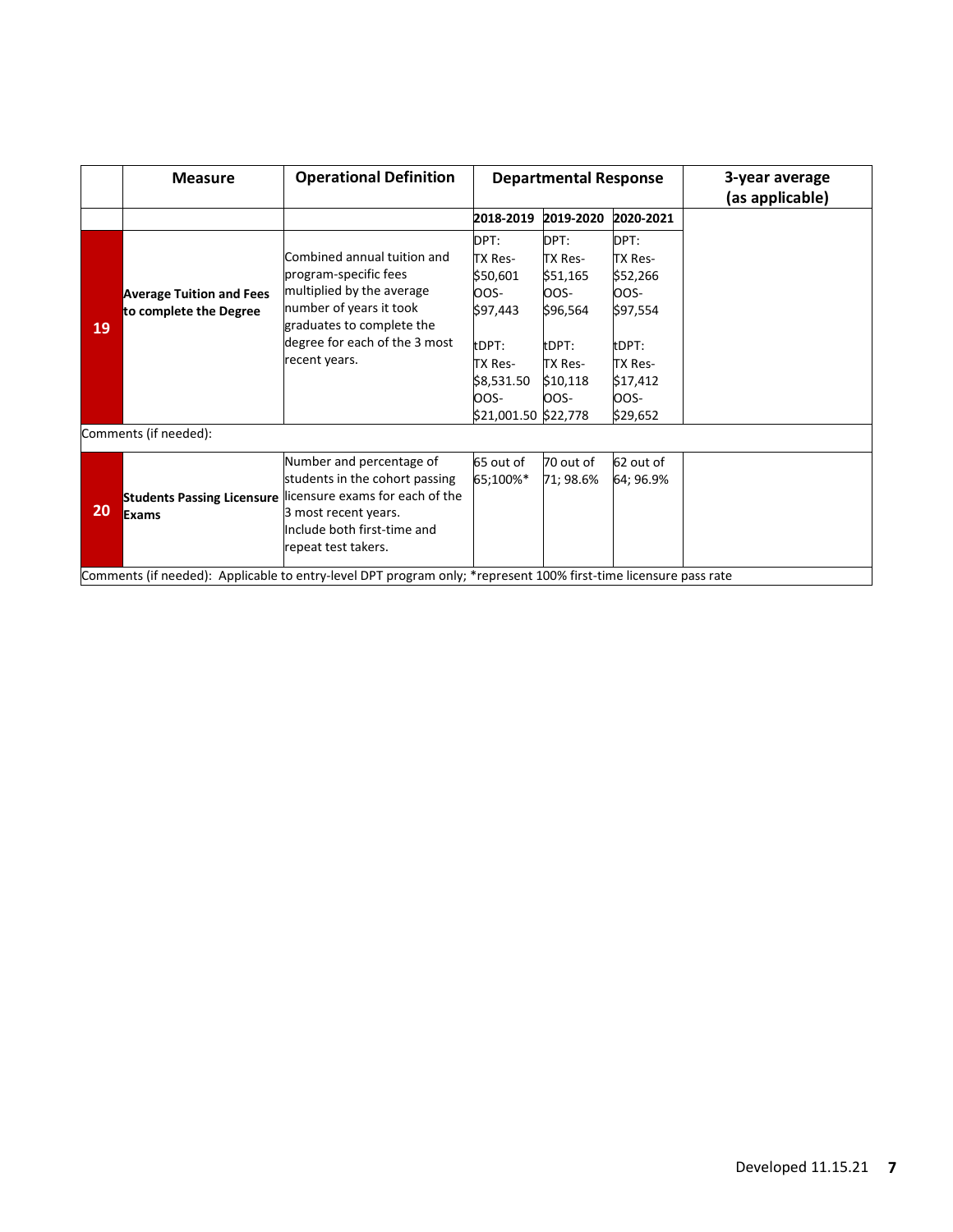| | Measure | Operational Definition | Departmental Response | | | 3-year average (as applicable) |
|---|---|---|---|---|---|---|
| | | | 2018-2019 | 2019-2020 | 2020-2021 | |
| 19 | **Average Tuition and Fees to complete the Degree** | Combined annual tuition and program-specific fees multiplied by the average number of years it took graduates to complete the degree for each of the 3 most recent years. | DPT: TX Res- $50,601 OOS- $97,443 tDPT: TX Res- $8,531.50 OOS- $21,001.50 | DPT: TX Res- $51,165 OOS- $96,564 tDPT: TX Res- $10,118 OOS- $22,778 | DPT: TX Res- $52,266 OOS- $97,554 tDPT: TX Res- $17,412 OOS- $29,652 | |
| Comments (if needed): | | | | | | |
| 20 | **Students Passing Licensure Exams** | Number and percentage of students in the cohort passing licensure exams for each of the 3 most recent years. Include both first-time and repeat test takers. | 65 out of 65;100%* | 70 out of 71; 98.6% | 62 out of 64; 96.9% | |
| Comments (if needed): Applicable to entry-level DPT program only; *represent 100% first-time licensure pass rate | | | | | | |

Developed 11.15.21